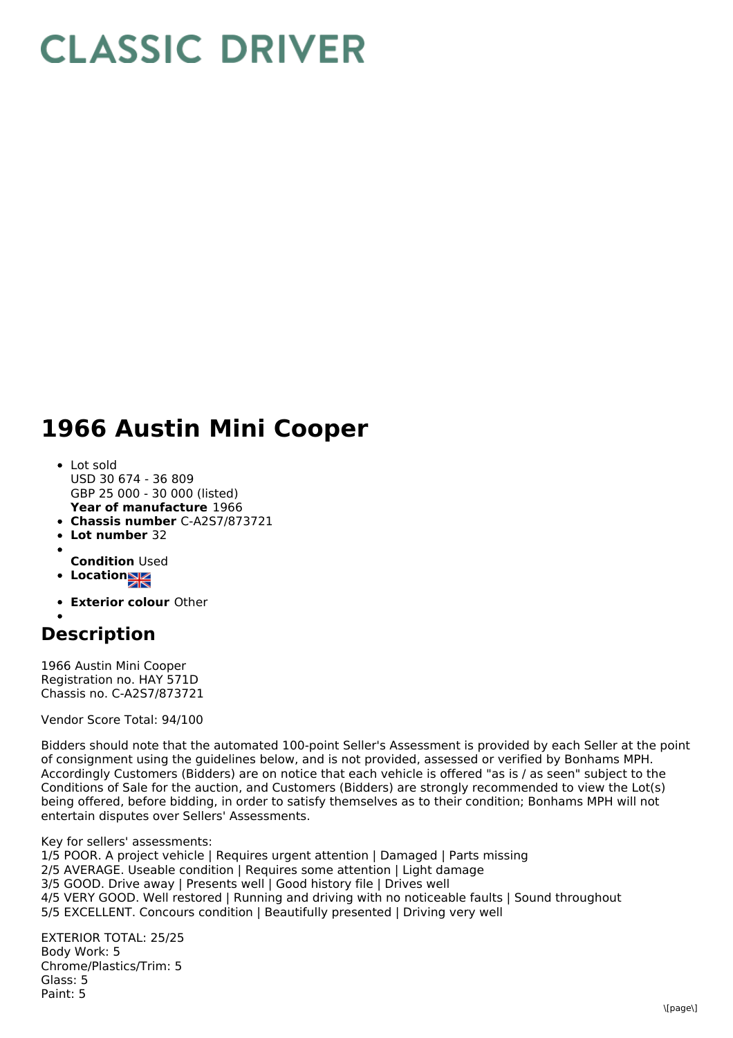# CLASSIC DRIVER

# 1966 Austin Mini Cooper

- Lot sold
  USD 30 674 - 36 809
  GBP 25 000 - 30 000 (listed)
  **Year of manufacture** 1966
- **Chassis number** C-A2S7/873721
- **Lot number** 32
- **Condition** Used
- **Location**
- **Exterior colour** Other

## Description

1966 Austin Mini Cooper
Registration no. HAY 571D
Chassis no. C-A2S7/873721

Vendor Score Total: 94/100

Bidders should note that the automated 100-point Seller's Assessment is provided by each Seller at the point of consignment using the guidelines below, and is not provided, assessed or verified by Bonhams MPH. Accordingly Customers (Bidders) are on notice that each vehicle is offered "as is / as seen" subject to the Conditions of Sale for the auction, and Customers (Bidders) are strongly recommended to view the Lot(s) being offered, before bidding, in order to satisfy themselves as to their condition; Bonhams MPH will not entertain disputes over Sellers' Assessments.

Key for sellers' assessments:
1/5 POOR. A project vehicle | Requires urgent attention | Damaged | Parts missing
2/5 AVERAGE. Useable condition | Requires some attention | Light damage
3/5 GOOD. Drive away | Presents well | Good history file | Drives well
4/5 VERY GOOD. Well restored | Running and driving with no noticeable faults | Sound throughout
5/5 EXCELLENT. Concours condition | Beautifully presented | Driving very well

EXTERIOR TOTAL: 25/25
Body Work: 5
Chrome/Plastics/Trim: 5
Glass: 5
Paint: 5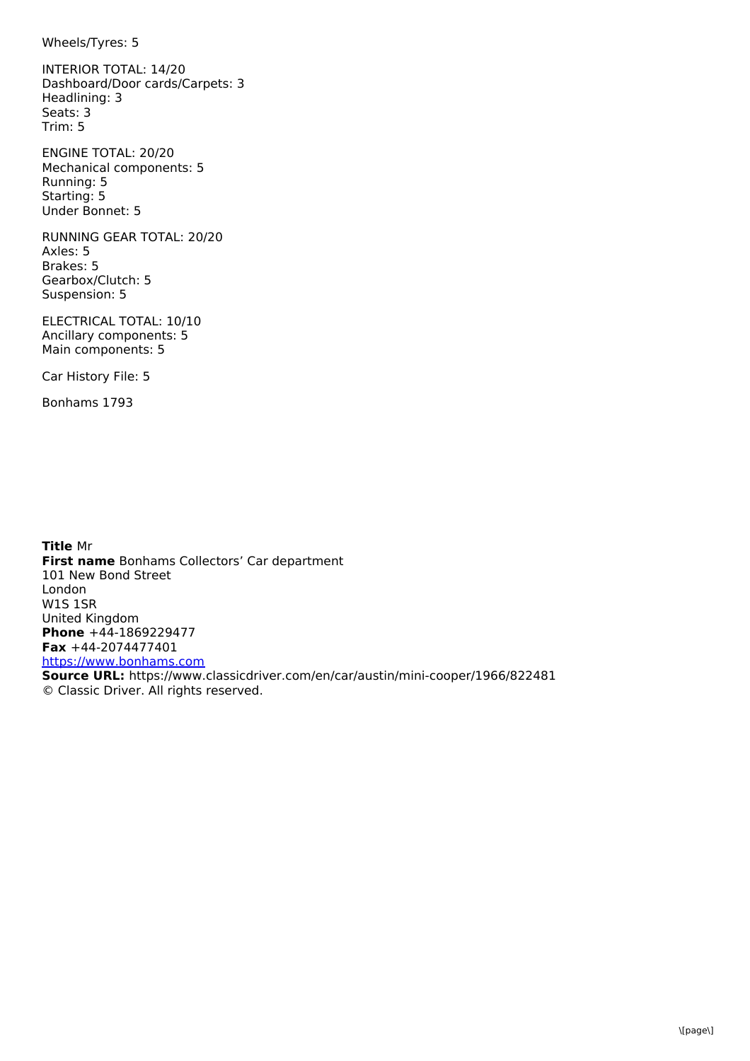Wheels/Tyres: 5

INTERIOR TOTAL: 14/20
Dashboard/Door cards/Carpets: 3
Headlining: 3
Seats: 3
Trim: 5

ENGINE TOTAL: 20/20
Mechanical components: 5
Running: 5
Starting: 5
Under Bonnet: 5

RUNNING GEAR TOTAL: 20/20
Axles: 5
Brakes: 5
Gearbox/Clutch: 5
Suspension: 5

ELECTRICAL TOTAL: 10/10
Ancillary components: 5
Main components: 5

Car History File: 5

Bonhams 1793

**Title** Mr
**First name** Bonhams Collectors' Car department
101 New Bond Street
London
W1S 1SR
United Kingdom
**Phone** +44-1869229477
**Fax** +44-2074477401
https://www.bonhams.com
**Source URL:** https://www.classicdriver.com/en/car/austin/mini-cooper/1966/822481
© Classic Driver. All rights reserved.